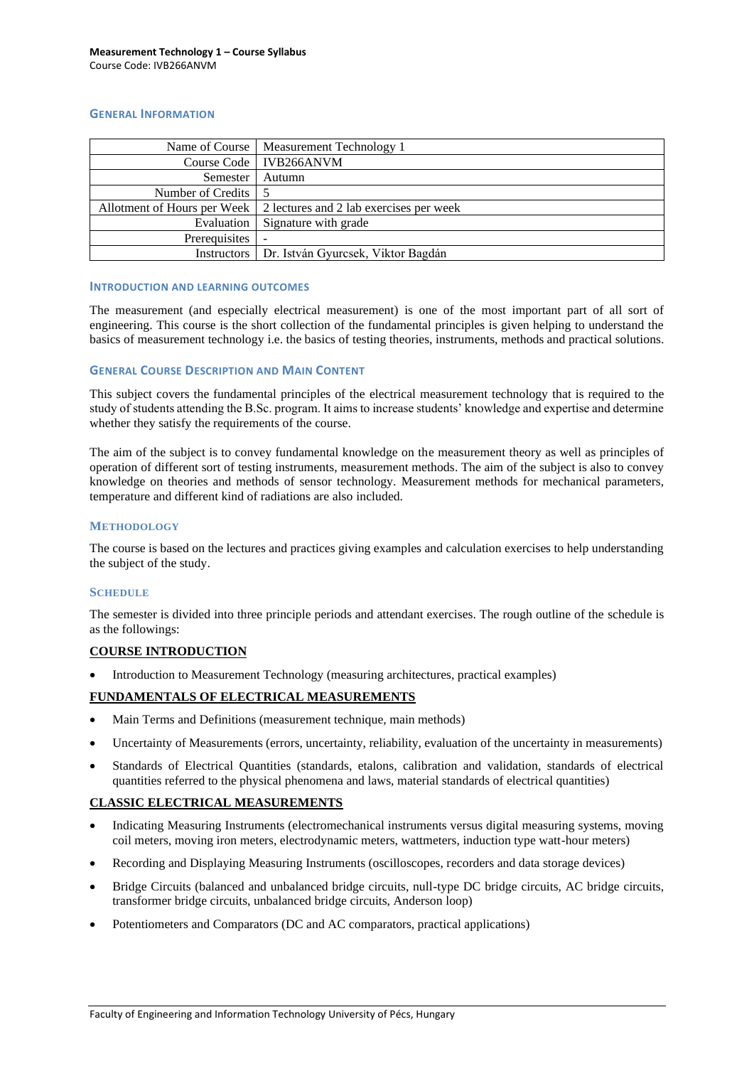**Measurement Technology 1 – Course Syllabus**
Course Code: IVB266ANVM

## General Information

| | |
|---|---|
| Name of Course | Measurement Technology 1 |
| Course Code | IVB266ANVM |
| Semester | Autumn |
| Number of Credits | 5 |
| Allotment of Hours per Week | 2 lectures and 2 lab exercises per week |
| Evaluation | Signature with grade |
| Prerequisites | - |
| Instructors | Dr. István Gyurcsek, Viktor Bagdán |

## Introduction and Learning Outcomes

The measurement (and especially electrical measurement) is one of the most important part of all sort of engineering. This course is the short collection of the fundamental principles is given helping to understand the basics of measurement technology i.e. the basics of testing theories, instruments, methods and practical solutions.

## General Course Description and Main Content

This subject covers the fundamental principles of the electrical measurement technology that is required to the study of students attending the B.Sc. program. It aims to increase students' knowledge and expertise and determine whether they satisfy the requirements of the course.

The aim of the subject is to convey fundamental knowledge on the measurement theory as well as principles of operation of different sort of testing instruments, measurement methods. The aim of the subject is also to convey knowledge on theories and methods of sensor technology. Measurement methods for mechanical parameters, temperature and different kind of radiations are also included.

## Methodology

The course is based on the lectures and practices giving examples and calculation exercises to help understanding the subject of the study.

## Schedule

The semester is divided into three principle periods and attendant exercises. The rough outline of the schedule is as the followings:

### COURSE INTRODUCTION

- Introduction to Measurement Technology (measuring architectures, practical examples)

### FUNDAMENTALS OF ELECTRICAL MEASUREMENTS

- Main Terms and Definitions (measurement technique, main methods)
- Uncertainty of Measurements (errors, uncertainty, reliability, evaluation of the uncertainty in measurements)
- Standards of Electrical Quantities (standards, etalons, calibration and validation, standards of electrical quantities referred to the physical phenomena and laws, material standards of electrical quantities)

### CLASSIC ELECTRICAL MEASUREMENTS

- Indicating Measuring Instruments (electromechanical instruments versus digital measuring systems, moving coil meters, moving iron meters, electrodynamic meters, wattmeters, induction type watt-hour meters)
- Recording and Displaying Measuring Instruments (oscilloscopes, recorders and data storage devices)
- Bridge Circuits (balanced and unbalanced bridge circuits, null-type DC bridge circuits, AC bridge circuits, transformer bridge circuits, unbalanced bridge circuits, Anderson loop)
- Potentiometers and Comparators (DC and AC comparators, practical applications)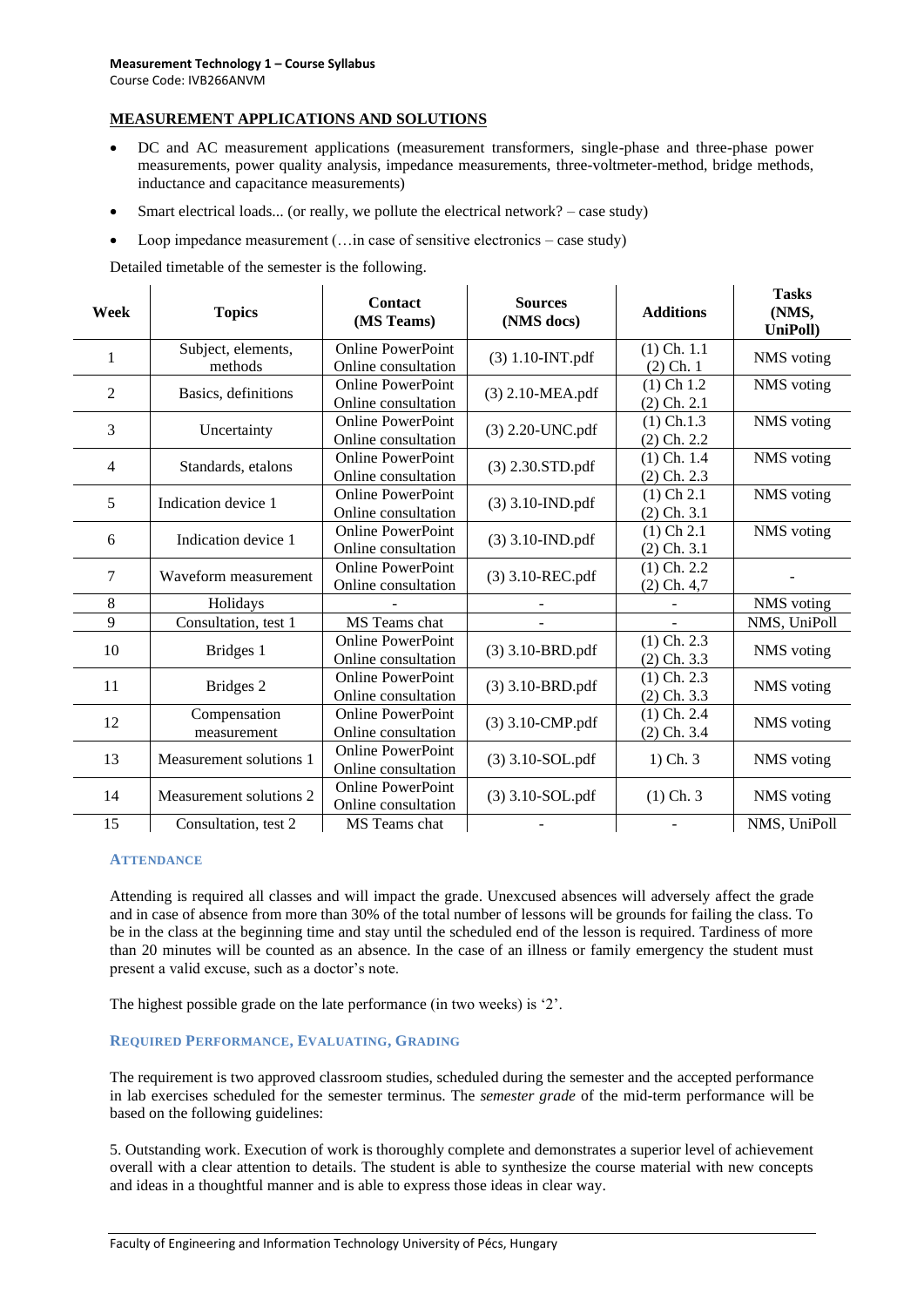## MEASUREMENT APPLICATIONS AND SOLUTIONS

- DC and AC measurement applications (measurement transformers, single-phase and three-phase power measurements, power quality analysis, impedance measurements, three-voltmeter-method, bridge methods, inductance and capacitance measurements)
- Smart electrical loads... (or really, we pollute the electrical network? – case study)
- Loop impedance measurement (…in case of sensitive electronics – case study)

Detailed timetable of the semester is the following.

| Week | Topics | Contact (MS Teams) | Sources (NMS docs) | Additions | Tasks (NMS, UniPoll) |
|---|---|---|---|---|---|
| 1 | Subject, elements, methods | Online PowerPoint Online consultation | (3) 1.10-INT.pdf | (1) Ch. 1.1 (2) Ch. 1 | NMS voting |
| 2 | Basics, definitions | Online PowerPoint Online consultation | (3) 2.10-MEA.pdf | (1) Ch 1.2 (2) Ch. 2.1 | NMS voting |
| 3 | Uncertainty | Online PowerPoint Online consultation | (3) 2.20-UNC.pdf | (1) Ch.1.3 (2) Ch. 2.2 | NMS voting |
| 4 | Standards, etalons | Online PowerPoint Online consultation | (3) 2.30.STD.pdf | (1) Ch. 1.4 (2) Ch. 2.3 | NMS voting |
| 5 | Indication device 1 | Online PowerPoint Online consultation | (3) 3.10-IND.pdf | (1) Ch 2.1 (2) Ch. 3.1 | NMS voting |
| 6 | Indication device 1 | Online PowerPoint Online consultation | (3) 3.10-IND.pdf | (1) Ch 2.1 (2) Ch. 3.1 | NMS voting |
| 7 | Waveform measurement | Online PowerPoint Online consultation | (3) 3.10-REC.pdf | (1) Ch. 2.2 (2) Ch. 4,7 | - |
| 8 | Holidays | - | - | - | NMS voting |
| 9 | Consultation, test 1 | MS Teams chat | - | - | NMS, UniPoll |
| 10 | Bridges 1 | Online PowerPoint Online consultation | (3) 3.10-BRD.pdf | (1) Ch. 2.3 (2) Ch. 3.3 | NMS voting |
| 11 | Bridges 2 | Online PowerPoint Online consultation | (3) 3.10-BRD.pdf | (1) Ch. 2.3 (2) Ch. 3.3 | NMS voting |
| 12 | Compensation measurement | Online PowerPoint Online consultation | (3) 3.10-CMP.pdf | (1) Ch. 2.4 (2) Ch. 3.4 | NMS voting |
| 13 | Measurement solutions 1 | Online PowerPoint Online consultation | (3) 3.10-SOL.pdf | 1) Ch. 3 | NMS voting |
| 14 | Measurement solutions 2 | Online PowerPoint Online consultation | (3) 3.10-SOL.pdf | (1) Ch. 3 | NMS voting |
| 15 | Consultation, test 2 | MS Teams chat | - | - | NMS, UniPoll |

### ATTENDANCE

Attending is required all classes and will impact the grade. Unexcused absences will adversely affect the grade and in case of absence from more than 30% of the total number of lessons will be grounds for failing the class. To be in the class at the beginning time and stay until the scheduled end of the lesson is required. Tardiness of more than 20 minutes will be counted as an absence. In the case of an illness or family emergency the student must present a valid excuse, such as a doctor's note.

The highest possible grade on the late performance (in two weeks) is '2'.

### REQUIRED PERFORMANCE, EVALUATING, GRADING

The requirement is two approved classroom studies, scheduled during the semester and the accepted performance in lab exercises scheduled for the semester terminus. The *semester grade* of the mid-term performance will be based on the following guidelines:

5. Outstanding work. Execution of work is thoroughly complete and demonstrates a superior level of achievement overall with a clear attention to details. The student is able to synthesize the course material with new concepts and ideas in a thoughtful manner and is able to express those ideas in clear way.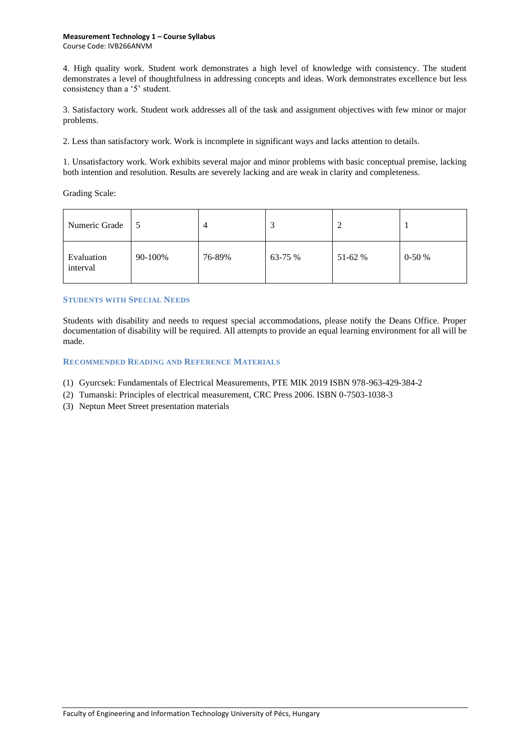4. High quality work. Student work demonstrates a high level of knowledge with consistency. The student demonstrates a level of thoughtfulness in addressing concepts and ideas. Work demonstrates excellence but less consistency than a '5' student.

3. Satisfactory work. Student work addresses all of the task and assignment objectives with few minor or major problems.

2. Less than satisfactory work. Work is incomplete in significant ways and lacks attention to details.

1. Unsatisfactory work. Work exhibits several major and minor problems with basic conceptual premise, lacking both intention and resolution. Results are severely lacking and are weak in clarity and completeness.

Grading Scale:

| Numeric Grade | 5 | 4 | 3 | 2 | 1 |
|---|---|---|---|---|---|
| Evaluation interval | 90-100% | 76-89% | 63-75 % | 51-62 % | 0-50 % |

### Students with Special Needs

Students with disability and needs to request special accommodations, please notify the Deans Office. Proper documentation of disability will be required. All attempts to provide an equal learning environment for all will be made.

### Recommended Reading and Reference Materials

(1) Gyurcsek: Fundamentals of Electrical Measurements, PTE MIK 2019 ISBN 978-963-429-384-2
(2) Tumanski: Principles of electrical measurement, CRC Press 2006. ISBN 0-7503-1038-3
(3) Neptun Meet Street presentation materials